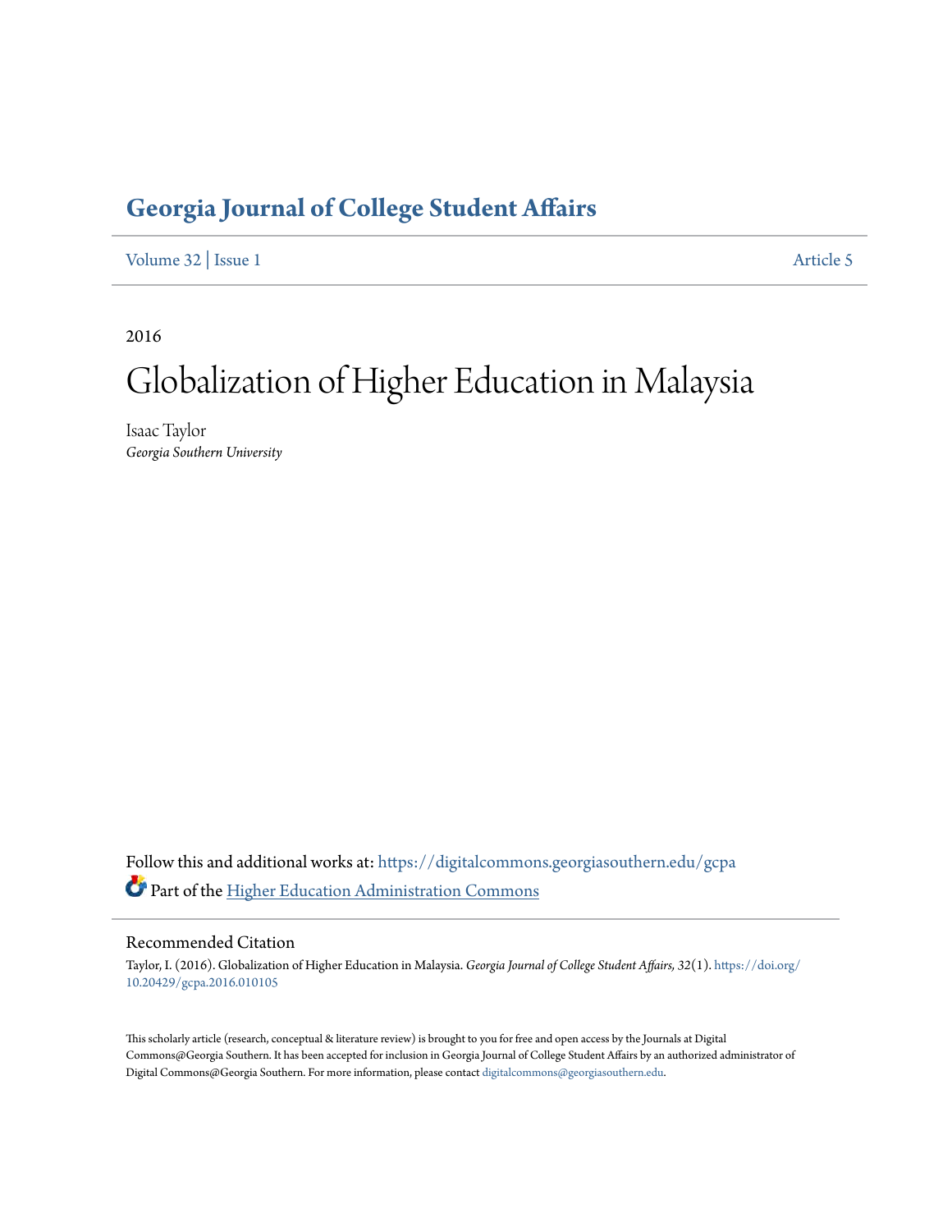# Georgia Journal of College Student Affairs

Volume 32 | Issue 1 Article 5

2016

# Globalization of Higher Education in Malaysia

Isaac Taylor
*Georgia Southern University*

Follow this and additional works at: https://digitalcommons.georgiasouthern.edu/gcpa

Part of the Higher Education Administration Commons

## Recommended Citation

Taylor, I. (2016). Globalization of Higher Education in Malaysia. *Georgia Journal of College Student Affairs, 32*(1). https://doi.org/10.20429/gcpa.2016.010105

This scholarly article (research, conceptual & literature review) is brought to you for free and open access by the Journals at Digital Commons@Georgia Southern. It has been accepted for inclusion in Georgia Journal of College Student Affairs by an authorized administrator of Digital Commons@Georgia Southern. For more information, please contact digitalcommons@georgiasouthern.edu.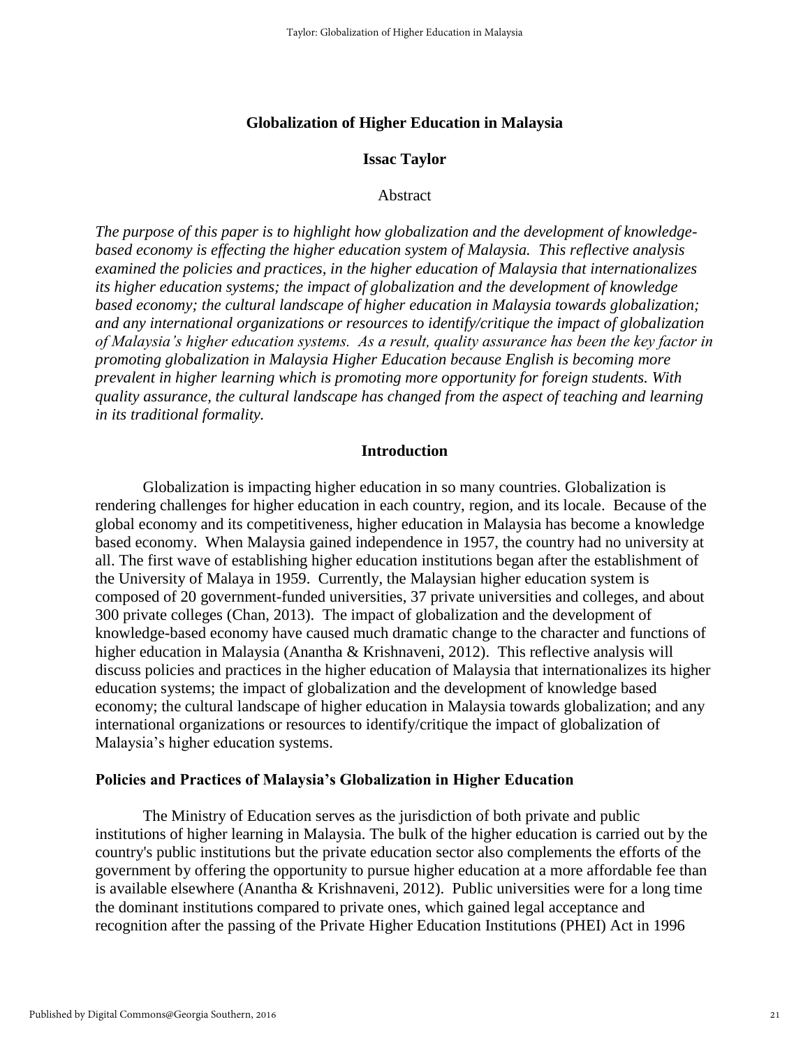# Globalization of Higher Education in Malaysia

**Issac Taylor**

Abstract

*The purpose of this paper is to highlight how globalization and the development of knowledge-based economy is effecting the higher education system of Malaysia. This reflective analysis examined the policies and practices, in the higher education of Malaysia that internationalizes its higher education systems; the impact of globalization and the development of knowledge based economy; the cultural landscape of higher education in Malaysia towards globalization; and any international organizations or resources to identify/critique the impact of globalization of Malaysia's higher education systems. As a result, quality assurance has been the key factor in promoting globalization in Malaysia Higher Education because English is becoming more prevalent in higher learning which is promoting more opportunity for foreign students. With quality assurance, the cultural landscape has changed from the aspect of teaching and learning in its traditional formality.*

## Introduction

Globalization is impacting higher education in so many countries. Globalization is rendering challenges for higher education in each country, region, and its locale. Because of the global economy and its competitiveness, higher education in Malaysia has become a knowledge based economy. When Malaysia gained independence in 1957, the country had no university at all. The first wave of establishing higher education institutions began after the establishment of the University of Malaya in 1959. Currently, the Malaysian higher education system is composed of 20 government-funded universities, 37 private universities and colleges, and about 300 private colleges (Chan, 2013). The impact of globalization and the development of knowledge-based economy have caused much dramatic change to the character and functions of higher education in Malaysia (Anantha & Krishnaveni, 2012). This reflective analysis will discuss policies and practices in the higher education of Malaysia that internationalizes its higher education systems; the impact of globalization and the development of knowledge based economy; the cultural landscape of higher education in Malaysia towards globalization; and any international organizations or resources to identify/critique the impact of globalization of Malaysia's higher education systems.

### Policies and Practices of Malaysia's Globalization in Higher Education

The Ministry of Education serves as the jurisdiction of both private and public institutions of higher learning in Malaysia. The bulk of the higher education is carried out by the country's public institutions but the private education sector also complements the efforts of the government by offering the opportunity to pursue higher education at a more affordable fee than is available elsewhere (Anantha & Krishnaveni, 2012). Public universities were for a long time the dominant institutions compared to private ones, which gained legal acceptance and recognition after the passing of the Private Higher Education Institutions (PHEI) Act in 1996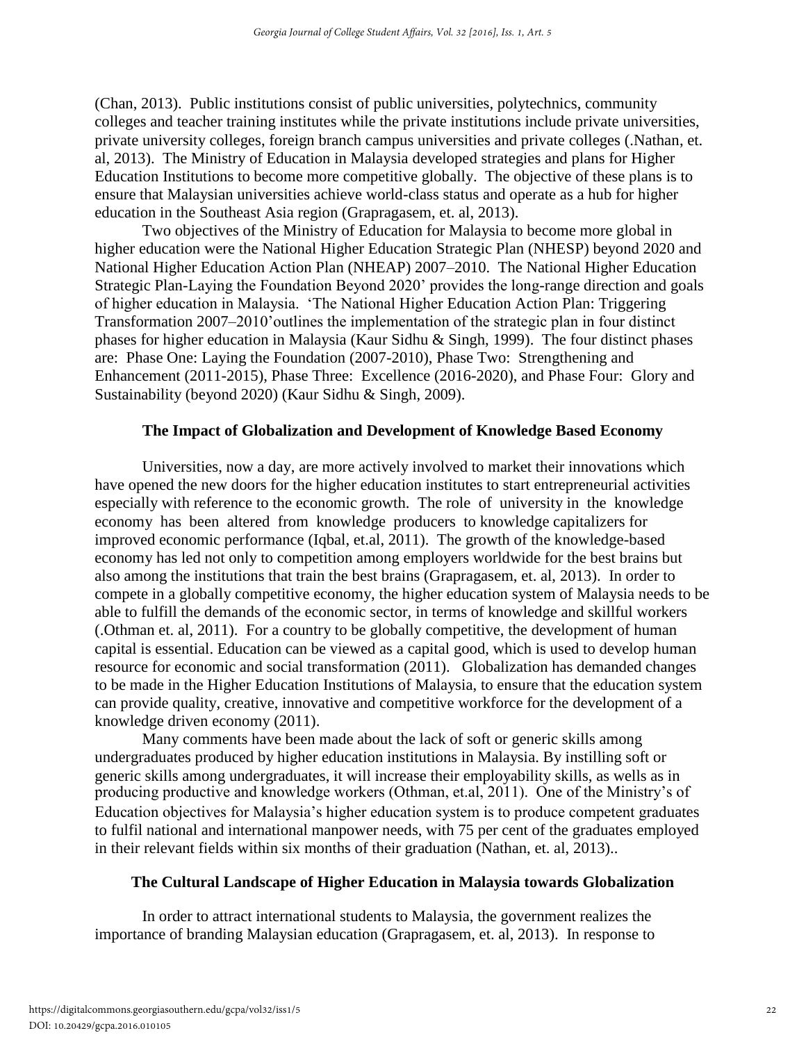(Chan, 2013). Public institutions consist of public universities, polytechnics, community colleges and teacher training institutes while the private institutions include private universities, private university colleges, foreign branch campus universities and private colleges (.Nathan, et. al, 2013). The Ministry of Education in Malaysia developed strategies and plans for Higher Education Institutions to become more competitive globally. The objective of these plans is to ensure that Malaysian universities achieve world-class status and operate as a hub for higher education in the Southeast Asia region (Grapragasem, et. al, 2013).

Two objectives of the Ministry of Education for Malaysia to become more global in higher education were the National Higher Education Strategic Plan (NHESP) beyond 2020 and National Higher Education Action Plan (NHEAP) 2007–2010. The National Higher Education Strategic Plan-Laying the Foundation Beyond 2020' provides the long-range direction and goals of higher education in Malaysia. 'The National Higher Education Action Plan: Triggering Transformation 2007–2010'outlines the implementation of the strategic plan in four distinct phases for higher education in Malaysia (Kaur Sidhu & Singh, 1999). The four distinct phases are: Phase One: Laying the Foundation (2007-2010), Phase Two: Strengthening and Enhancement (2011-2015), Phase Three: Excellence (2016-2020), and Phase Four: Glory and Sustainability (beyond 2020) (Kaur Sidhu & Singh, 2009).

## The Impact of Globalization and Development of Knowledge Based Economy

Universities, now a day, are more actively involved to market their innovations which have opened the new doors for the higher education institutes to start entrepreneurial activities especially with reference to the economic growth. The role of university in the knowledge economy has been altered from knowledge producers to knowledge capitalizers for improved economic performance (Iqbal, et.al, 2011). The growth of the knowledge-based economy has led not only to competition among employers worldwide for the best brains but also among the institutions that train the best brains (Grapragasem, et. al, 2013). In order to compete in a globally competitive economy, the higher education system of Malaysia needs to be able to fulfill the demands of the economic sector, in terms of knowledge and skillful workers (.Othman et. al, 2011). For a country to be globally competitive, the development of human capital is essential. Education can be viewed as a capital good, which is used to develop human resource for economic and social transformation (2011). Globalization has demanded changes to be made in the Higher Education Institutions of Malaysia, to ensure that the education system can provide quality, creative, innovative and competitive workforce for the development of a knowledge driven economy (2011).

Many comments have been made about the lack of soft or generic skills among undergraduates produced by higher education institutions in Malaysia. By instilling soft or generic skills among undergraduates, it will increase their employability skills, as wells as in producing productive and knowledge workers (Othman, et.al, 2011). One of the Ministry's of Education objectives for Malaysia's higher education system is to produce competent graduates to fulfil national and international manpower needs, with 75 per cent of the graduates employed in their relevant fields within six months of their graduation (Nathan, et. al, 2013)..

## The Cultural Landscape of Higher Education in Malaysia towards Globalization

In order to attract international students to Malaysia, the government realizes the importance of branding Malaysian education (Grapragasem, et. al, 2013). In response to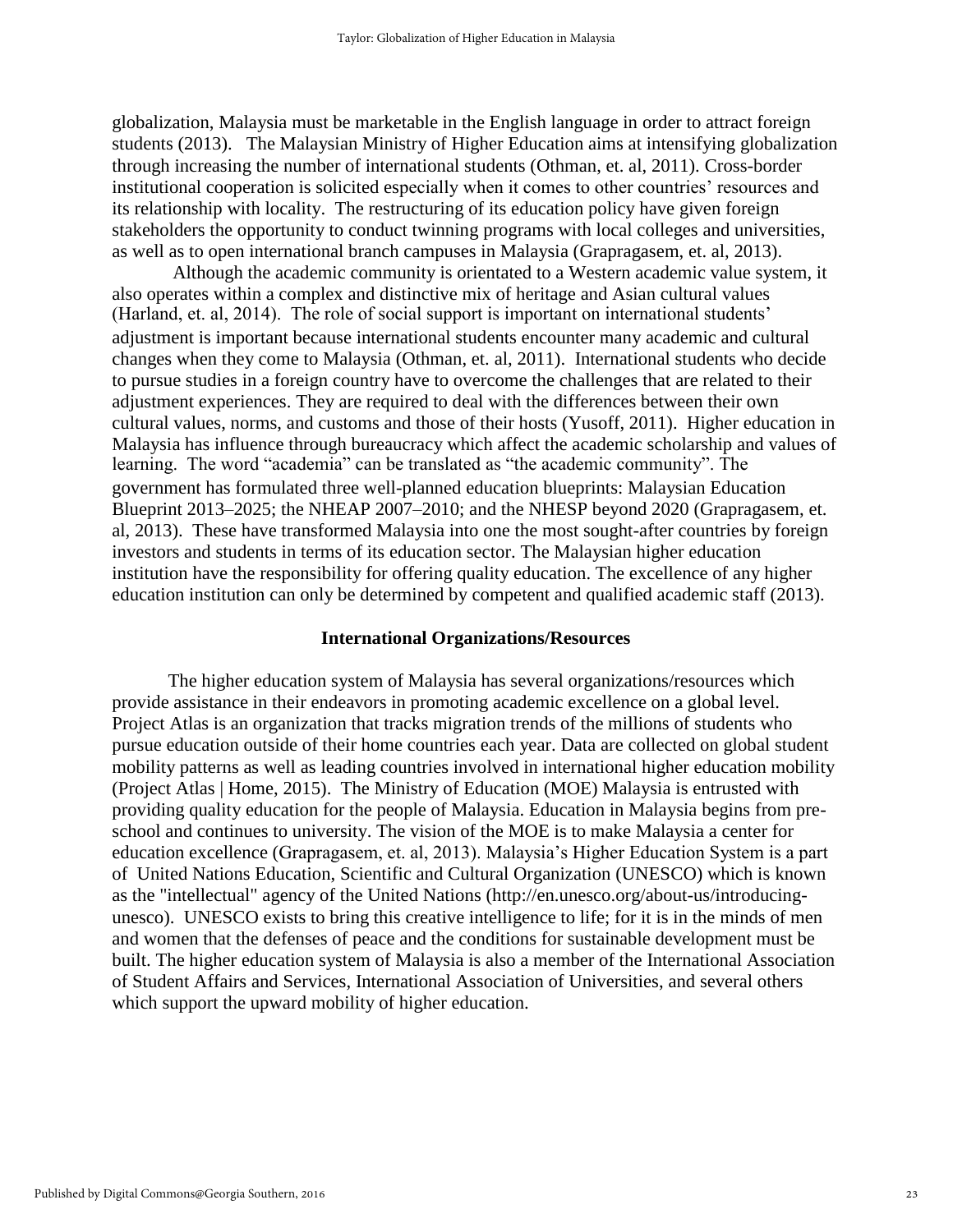globalization, Malaysia must be marketable in the English language in order to attract foreign students (2013). The Malaysian Ministry of Higher Education aims at intensifying globalization through increasing the number of international students (Othman, et. al, 2011). Cross-border institutional cooperation is solicited especially when it comes to other countries' resources and its relationship with locality. The restructuring of its education policy have given foreign stakeholders the opportunity to conduct twinning programs with local colleges and universities, as well as to open international branch campuses in Malaysia (Grapragasem, et. al, 2013).

Although the academic community is orientated to a Western academic value system, it also operates within a complex and distinctive mix of heritage and Asian cultural values (Harland, et. al, 2014). The role of social support is important on international students' adjustment is important because international students encounter many academic and cultural changes when they come to Malaysia (Othman, et. al, 2011). International students who decide to pursue studies in a foreign country have to overcome the challenges that are related to their adjustment experiences. They are required to deal with the differences between their own cultural values, norms, and customs and those of their hosts (Yusoff, 2011). Higher education in Malaysia has influence through bureaucracy which affect the academic scholarship and values of learning. The word "academia" can be translated as "the academic community". The government has formulated three well-planned education blueprints: Malaysian Education Blueprint 2013–2025; the NHEAP 2007–2010; and the NHESP beyond 2020 (Grapragasem, et. al, 2013). These have transformed Malaysia into one the most sought-after countries by foreign investors and students in terms of its education sector. The Malaysian higher education institution have the responsibility for offering quality education. The excellence of any higher education institution can only be determined by competent and qualified academic staff (2013).

## International Organizations/Resources

The higher education system of Malaysia has several organizations/resources which provide assistance in their endeavors in promoting academic excellence on a global level. Project Atlas is an organization that tracks migration trends of the millions of students who pursue education outside of their home countries each year. Data are collected on global student mobility patterns as well as leading countries involved in international higher education mobility (Project Atlas | Home, 2015). The Ministry of Education (MOE) Malaysia is entrusted with providing quality education for the people of Malaysia. Education in Malaysia begins from pre-school and continues to university. The vision of the MOE is to make Malaysia a center for education excellence (Grapragasem, et. al, 2013). Malaysia's Higher Education System is a part of United Nations Education, Scientific and Cultural Organization (UNESCO) which is known as the "intellectual" agency of the United Nations (http://en.unesco.org/about-us/introducing-unesco). UNESCO exists to bring this creative intelligence to life; for it is in the minds of men and women that the defenses of peace and the conditions for sustainable development must be built. The higher education system of Malaysia is also a member of the International Association of Student Affairs and Services, International Association of Universities, and several others which support the upward mobility of higher education.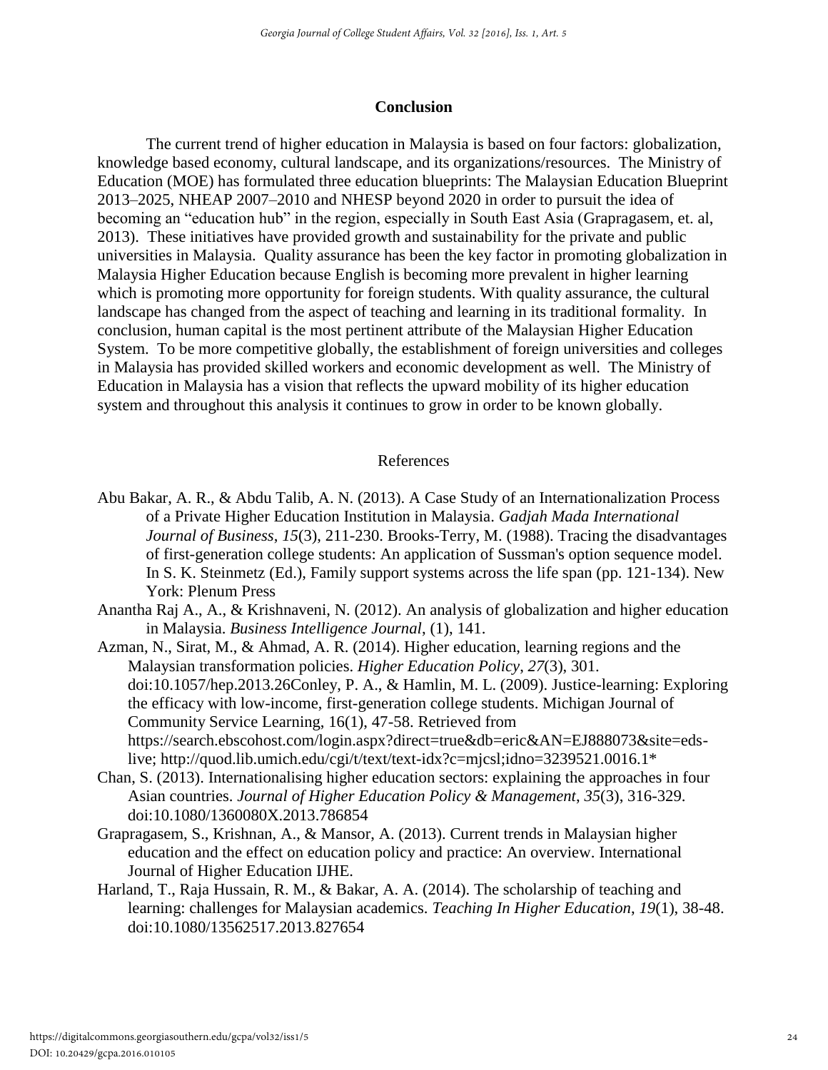## Conclusion

The current trend of higher education in Malaysia is based on four factors: globalization, knowledge based economy, cultural landscape, and its organizations/resources. The Ministry of Education (MOE) has formulated three education blueprints: The Malaysian Education Blueprint 2013–2025, NHEAP 2007–2010 and NHESP beyond 2020 in order to pursuit the idea of becoming an "education hub" in the region, especially in South East Asia (Grapragasem, et. al, 2013). These initiatives have provided growth and sustainability for the private and public universities in Malaysia. Quality assurance has been the key factor in promoting globalization in Malaysia Higher Education because English is becoming more prevalent in higher learning which is promoting more opportunity for foreign students. With quality assurance, the cultural landscape has changed from the aspect of teaching and learning in its traditional formality. In conclusion, human capital is the most pertinent attribute of the Malaysian Higher Education System. To be more competitive globally, the establishment of foreign universities and colleges in Malaysia has provided skilled workers and economic development as well. The Ministry of Education in Malaysia has a vision that reflects the upward mobility of its higher education system and throughout this analysis it continues to grow in order to be known globally.

## References

Abu Bakar, A. R., & Abdu Talib, A. N. (2013). A Case Study of an Internationalization Process of a Private Higher Education Institution in Malaysia. *Gadjah Mada International Journal of Business*, *15*(3), 211-230. Brooks-Terry, M. (1988). Tracing the disadvantages of first-generation college students: An application of Sussman's option sequence model. In S. K. Steinmetz (Ed.), Family support systems across the life span (pp. 121-134). New York: Plenum Press

Anantha Raj A., A., & Krishnaveni, N. (2012). An analysis of globalization and higher education in Malaysia. *Business Intelligence Journal*, (1), 141.

Azman, N., Sirat, M., & Ahmad, A. R. (2014). Higher education, learning regions and the Malaysian transformation policies. *Higher Education Policy*, *27*(3), 301. doi:10.1057/hep.2013.26Conley, P. A., & Hamlin, M. L. (2009). Justice-learning: Exploring the efficacy with low-income, first-generation college students. Michigan Journal of Community Service Learning, 16(1), 47-58. Retrieved from https://search.ebscohost.com/login.aspx?direct=true&db=eric&AN=EJ888073&site=eds-live; http://quod.lib.umich.edu/cgi/t/text/text-idx?c=mjcsl;idno=3239521.0016.1*

Chan, S. (2013). Internationalising higher education sectors: explaining the approaches in four Asian countries. *Journal of Higher Education Policy & Management*, *35*(3), 316-329. doi:10.1080/1360080X.2013.786854

Grapragasem, S., Krishnan, A., & Mansor, A. (2013). Current trends in Malaysian higher education and the effect on education policy and practice: An overview. International Journal of Higher Education IJHE.

Harland, T., Raja Hussain, R. M., & Bakar, A. A. (2014). The scholarship of teaching and learning: challenges for Malaysian academics. *Teaching In Higher Education*, *19*(1), 38-48. doi:10.1080/13562517.2013.827654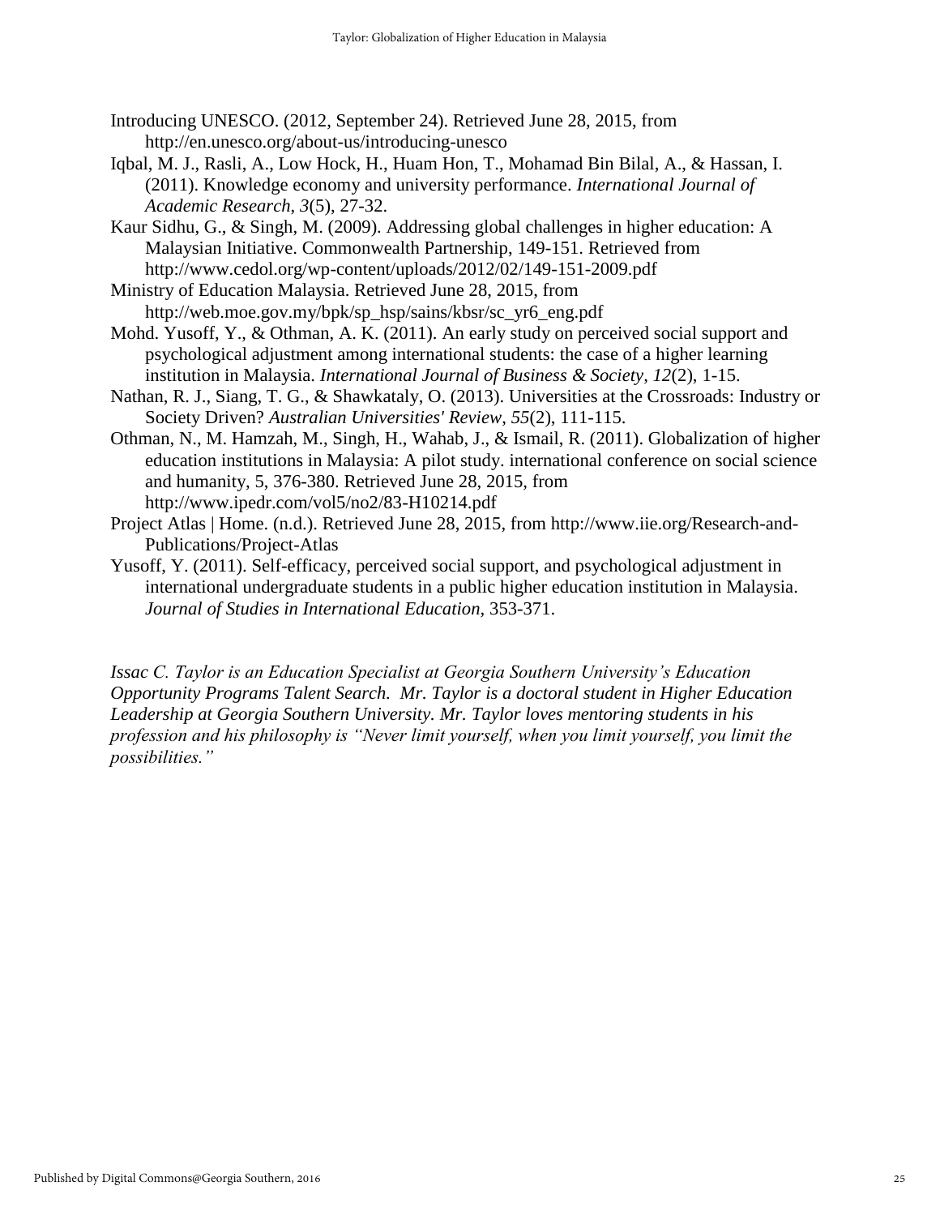Introducing UNESCO. (2012, September 24). Retrieved June 28, 2015, from http://en.unesco.org/about-us/introducing-unesco

Iqbal, M. J., Rasli, A., Low Hock, H., Huam Hon, T., Mohamad Bin Bilal, A., & Hassan, I. (2011). Knowledge economy and university performance. *International Journal of Academic Research*, *3*(5), 27-32.

Kaur Sidhu, G., & Singh, M. (2009). Addressing global challenges in higher education: A Malaysian Initiative. Commonwealth Partnership, 149-151. Retrieved from http://www.cedol.org/wp-content/uploads/2012/02/149-151-2009.pdf

Ministry of Education Malaysia. Retrieved June 28, 2015, from http://web.moe.gov.my/bpk/sp_hsp/sains/kbsr/sc_yr6_eng.pdf

Mohd. Yusoff, Y., & Othman, A. K. (2011). An early study on perceived social support and psychological adjustment among international students: the case of a higher learning institution in Malaysia. *International Journal of Business & Society*, *12*(2), 1-15.

Nathan, R. J., Siang, T. G., & Shawkataly, O. (2013). Universities at the Crossroads: Industry or Society Driven? *Australian Universities' Review*, *55*(2), 111-115.

Othman, N., M. Hamzah, M., Singh, H., Wahab, J., & Ismail, R. (2011). Globalization of higher education institutions in Malaysia: A pilot study. international conference on social science and humanity, 5, 376-380. Retrieved June 28, 2015, from http://www.ipedr.com/vol5/no2/83-H10214.pdf

Project Atlas | Home. (n.d.). Retrieved June 28, 2015, from http://www.iie.org/Research-and-Publications/Project-Atlas

Yusoff, Y. (2011). Self-efficacy, perceived social support, and psychological adjustment in international undergraduate students in a public higher education institution in Malaysia. *Journal of Studies in International Education*, 353-371.

*Issac C. Taylor is an Education Specialist at Georgia Southern University's Education Opportunity Programs Talent Search. Mr. Taylor is a doctoral student in Higher Education Leadership at Georgia Southern University. Mr. Taylor loves mentoring students in his profession and his philosophy is "Never limit yourself, when you limit yourself, you limit the possibilities."*